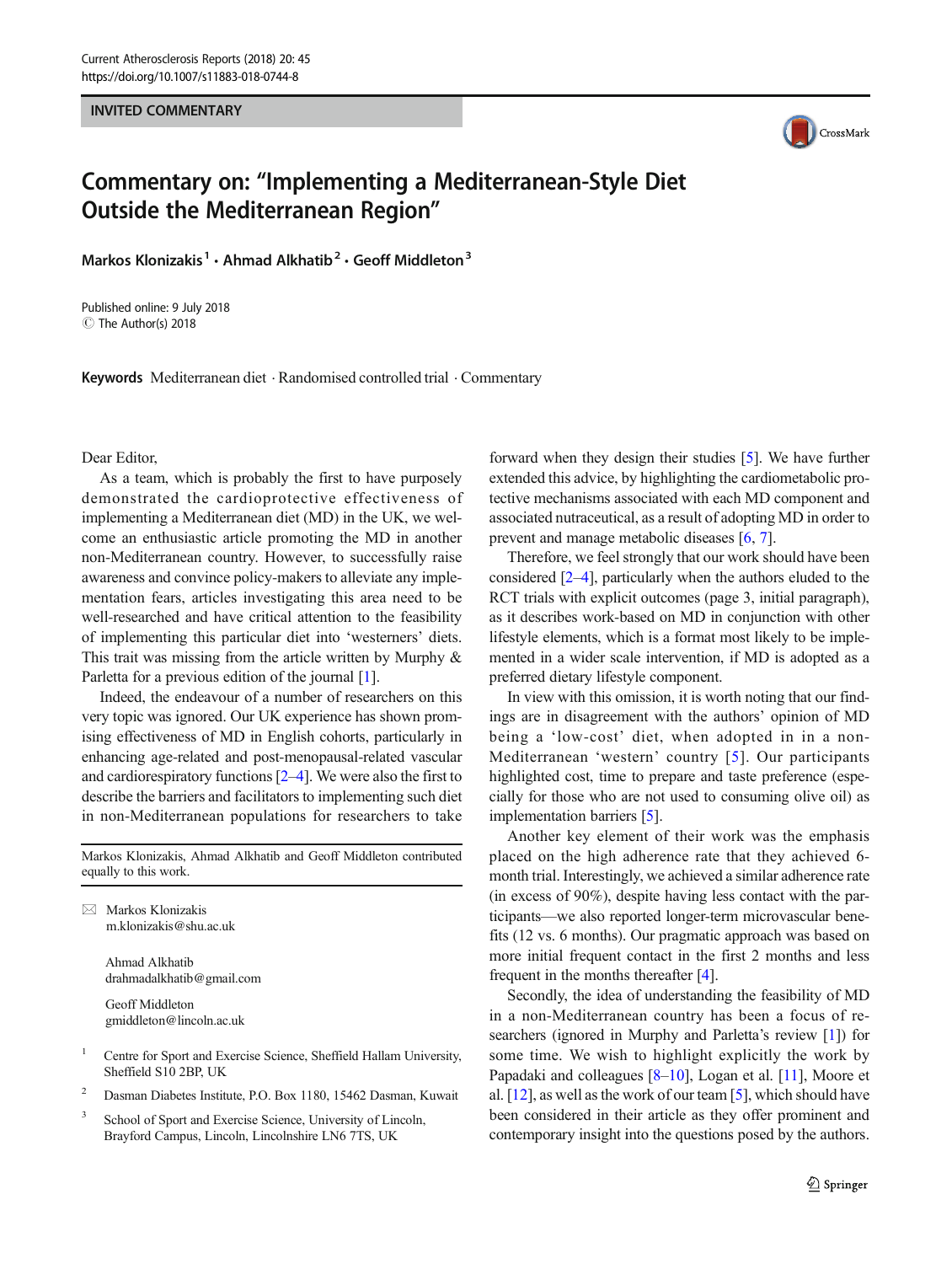INVITED COMMENTARY

# Commentary on: "Implementing a Mediterranean-Style Diet Outside the Mediterranean Region"

**Markos Klonizakis** [1] · **Ahmad Alkhatib** [2] · **Geoff Middleton** [3]

Published online: 9 July 2018
© The Author(s) 2018

**Keywords** Mediterranean diet · Randomised controlled trial · Commentary

Dear Editor,

As a team, which is probably the first to have purposely demonstrated the cardioprotective effectiveness of implementing a Mediterranean diet (MD) in the UK, we welcome an enthusiastic article promoting the MD in another non-Mediterranean country. However, to successfully raise awareness and convince policy-makers to alleviate any implementation fears, articles investigating this area need to be well-researched and have critical attention to the feasibility of implementing this particular diet into 'westerners' diets. This trait was missing from the article written by Murphy & Parletta for a previous edition of the journal [1].

Indeed, the endeavour of a number of researchers on this very topic was ignored. Our UK experience has shown promising effectiveness of MD in English cohorts, particularly in enhancing age-related and post-menopausal-related vascular and cardiorespiratory functions [2–4]. We were also the first to describe the barriers and facilitators to implementing such diet in non-Mediterranean populations for researchers to take forward when they design their studies [5]. We have further extended this advice, by highlighting the cardiometabolic protective mechanisms associated with each MD component and associated nutraceutical, as a result of adopting MD in order to prevent and manage metabolic diseases [6, 7].

Therefore, we feel strongly that our work should have been considered [2–4], particularly when the authors eluded to the RCT trials with explicit outcomes (page 3, initial paragraph), as it describes work-based on MD in conjunction with other lifestyle elements, which is a format most likely to be implemented in a wider scale intervention, if MD is adopted as a preferred dietary lifestyle component.

In view with this omission, it is worth noting that our findings are in disagreement with the authors' opinion of MD being a 'low-cost' diet, when adopted in in a non-Mediterranean 'western' country [5]. Our participants highlighted cost, time to prepare and taste preference (especially for those who are not used to consuming olive oil) as implementation barriers [5].

Another key element of their work was the emphasis placed on the high adherence rate that they achieved 6-month trial. Interestingly, we achieved a similar adherence rate (in excess of 90%), despite having less contact with the participants—we also reported longer-term microvascular benefits (12 vs. 6 months). Our pragmatic approach was based on more initial frequent contact in the first 2 months and less frequent in the months thereafter [4].

Secondly, the idea of understanding the feasibility of MD in a non-Mediterranean country has been a focus of researchers (ignored in Murphy and Parletta's review [1]) for some time. We wish to highlight explicitly the work by Papadaki and colleagues [8–10], Logan et al. [11], Moore et al. [12], as well as the work of our team [5], which should have been considered in their article as they offer prominent and contemporary insight into the questions posed by the authors.

---

Markos Klonizakis, Ahmad Alkhatib and Geoff Middleton contributed equally to this work.

✉ Markos Klonizakis
m.klonizakis@shu.ac.uk

Ahmad Alkhatib
drahmadalkhatib@gmail.com

Geoff Middleton
gmiddleton@lincoln.ac.uk

[1] Centre for Sport and Exercise Science, Sheffield Hallam University, Sheffield S10 2BP, UK

[2] Dasman Diabetes Institute, P.O. Box 1180, 15462 Dasman, Kuwait

[3] School of Sport and Exercise Science, University of Lincoln, Brayford Campus, Lincoln, Lincolnshire LN6 7TS, UK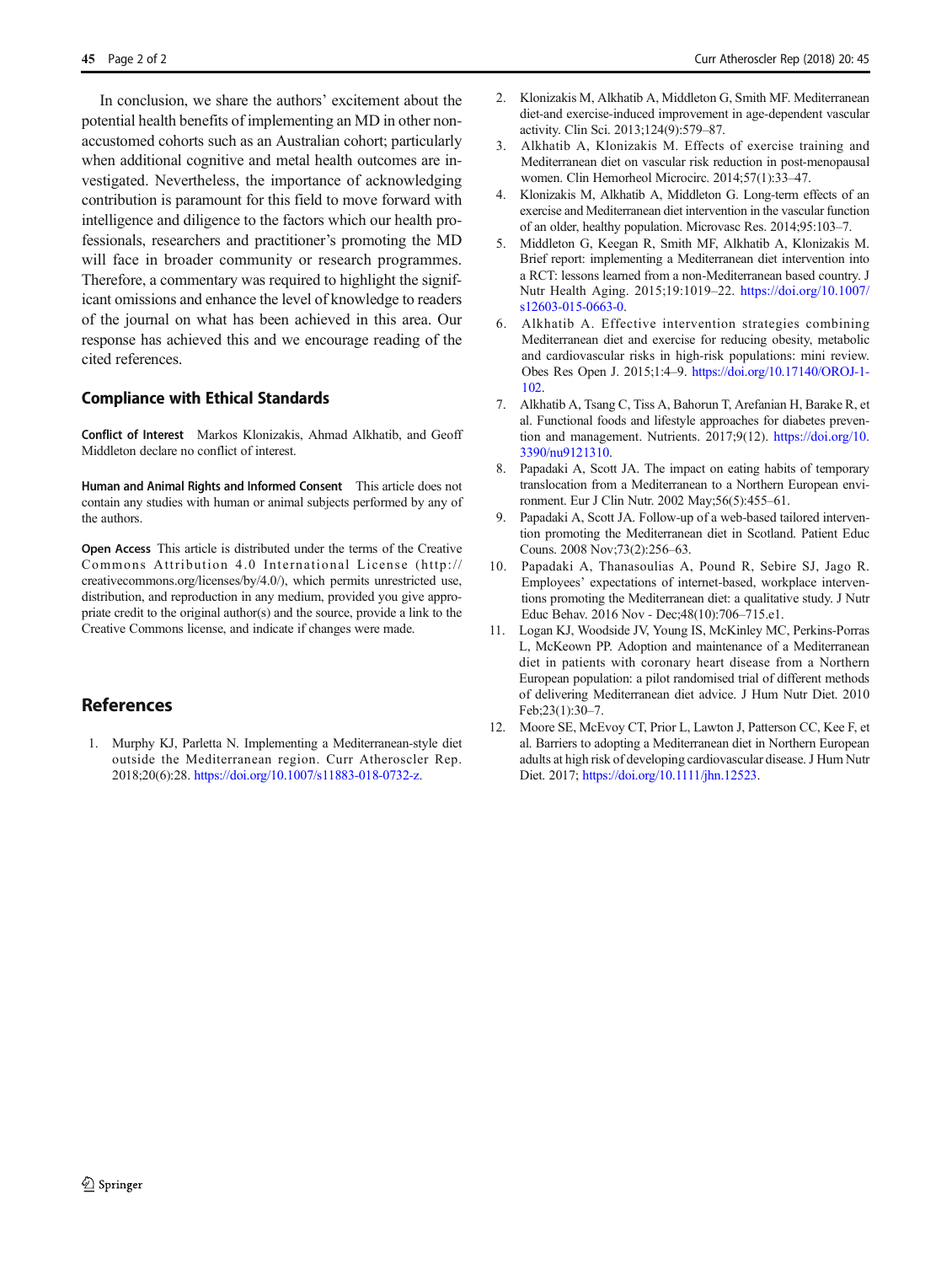In conclusion, we share the authors' excitement about the potential health benefits of implementing an MD in other non-accustomed cohorts such as an Australian cohort; particularly when additional cognitive and metal health outcomes are investigated. Nevertheless, the importance of acknowledging contribution is paramount for this field to move forward with intelligence and diligence to the factors which our health professionals, researchers and practitioner's promoting the MD will face in broader community or research programmes. Therefore, a commentary was required to highlight the significant omissions and enhance the level of knowledge to readers of the journal on what has been achieved in this area. Our response has achieved this and we encourage reading of the cited references.

## Compliance with Ethical Standards

**Conflict of Interest** Markos Klonizakis, Ahmad Alkhatib, and Geoff Middleton declare no conflict of interest.

**Human and Animal Rights and Informed Consent** This article does not contain any studies with human or animal subjects performed by any of the authors.

**Open Access** This article is distributed under the terms of the Creative Commons Attribution 4.0 International License (http://creativecommons.org/licenses/by/4.0/), which permits unrestricted use, distribution, and reproduction in any medium, provided you give appropriate credit to the original author(s) and the source, provide a link to the Creative Commons license, and indicate if changes were made.

## References

1. Murphy KJ, Parletta N. Implementing a Mediterranean-style diet outside the Mediterranean region. Curr Atheroscler Rep. 2018;20(6):28. https://doi.org/10.1007/s11883-018-0732-z.
2. Klonizakis M, Alkhatib A, Middleton G, Smith MF. Mediterranean diet-and exercise-induced improvement in age-dependent vascular activity. Clin Sci. 2013;124(9):579–87.
3. Alkhatib A, Klonizakis M. Effects of exercise training and Mediterranean diet on vascular risk reduction in post-menopausal women. Clin Hemorheol Microcirc. 2014;57(1):33–47.
4. Klonizakis M, Alkhatib A, Middleton G. Long-term effects of an exercise and Mediterranean diet intervention in the vascular function of an older, healthy population. Microvasc Res. 2014;95:103–7.
5. Middleton G, Keegan R, Smith MF, Alkhatib A, Klonizakis M. Brief report: implementing a Mediterranean diet intervention into a RCT: lessons learned from a non-Mediterranean based country. J Nutr Health Aging. 2015;19:1019–22. https://doi.org/10.1007/s12603-015-0663-0.
6. Alkhatib A. Effective intervention strategies combining Mediterranean diet and exercise for reducing obesity, metabolic and cardiovascular risks in high-risk populations: mini review. Obes Res Open J. 2015;1:4–9. https://doi.org/10.17140/OROJ-1-102.
7. Alkhatib A, Tsang C, Tiss A, Bahorun T, Arefanian H, Barake R, et al. Functional foods and lifestyle approaches for diabetes prevention and management. Nutrients. 2017;9(12). https://doi.org/10.3390/nu9121310.
8. Papadaki A, Scott JA. The impact on eating habits of temporary translocation from a Mediterranean to a Northern European environment. Eur J Clin Nutr. 2002 May;56(5):455–61.
9. Papadaki A, Scott JA. Follow-up of a web-based tailored intervention promoting the Mediterranean diet in Scotland. Patient Educ Couns. 2008 Nov;73(2):256–63.
10. Papadaki A, Thanasoulias A, Pound R, Sebire SJ, Jago R. Employees' expectations of internet-based, workplace interventions promoting the Mediterranean diet: a qualitative study. J Nutr Educ Behav. 2016 Nov - Dec;48(10):706–715.e1.
11. Logan KJ, Woodside JV, Young IS, McKinley MC, Perkins-Porras L, McKeown PP. Adoption and maintenance of a Mediterranean diet in patients with coronary heart disease from a Northern European population: a pilot randomised trial of different methods of delivering Mediterranean diet advice. J Hum Nutr Diet. 2010 Feb;23(1):30–7.
12. Moore SE, McEvoy CT, Prior L, Lawton J, Patterson CC, Kee F, et al. Barriers to adopting a Mediterranean diet in Northern European adults at high risk of developing cardiovascular disease. J Hum Nutr Diet. 2017; https://doi.org/10.1111/jhn.12523.